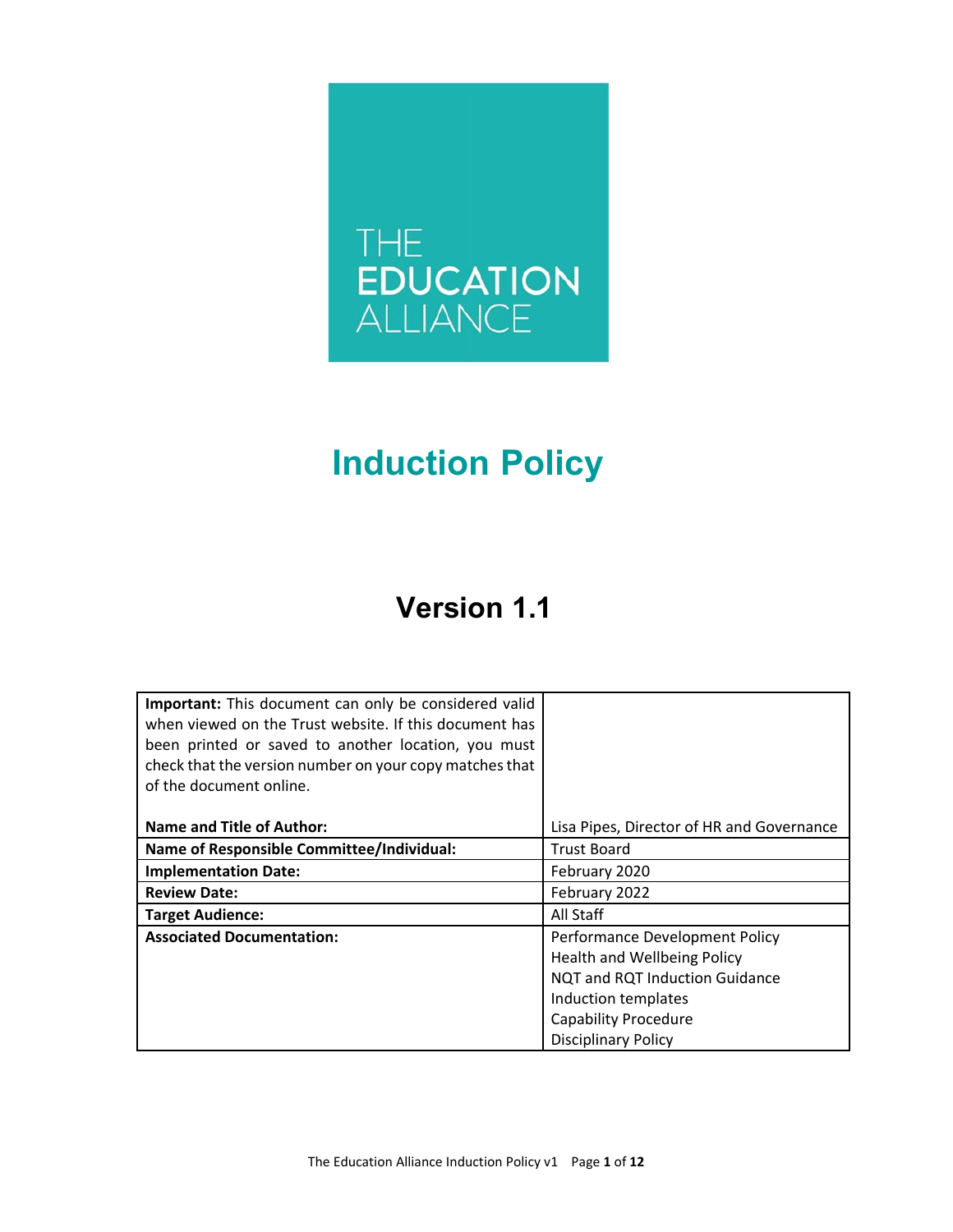THE EDUCATION ALLIANCE

# Induction Policy

## Version 1.1

| **Important:** This document can only be considered valid when viewed on the Trust website. If this document has been printed or saved to another location, you must check that the version number on your copy matches that of the document online. | |
|---|---|
| **Name and Title of Author:** | Lisa Pipes, Director of HR and Governance |
| **Name of Responsible Committee/Individual:** | Trust Board |
| **Implementation Date:** | February 2020 |
| **Review Date:** | February 2022 |
| **Target Audience:** | All Staff |
| **Associated Documentation:** | Performance Development Policy<br>Health and Wellbeing Policy<br>NQT and RQT Induction Guidance<br>Induction templates<br>Capability Procedure<br>Disciplinary Policy |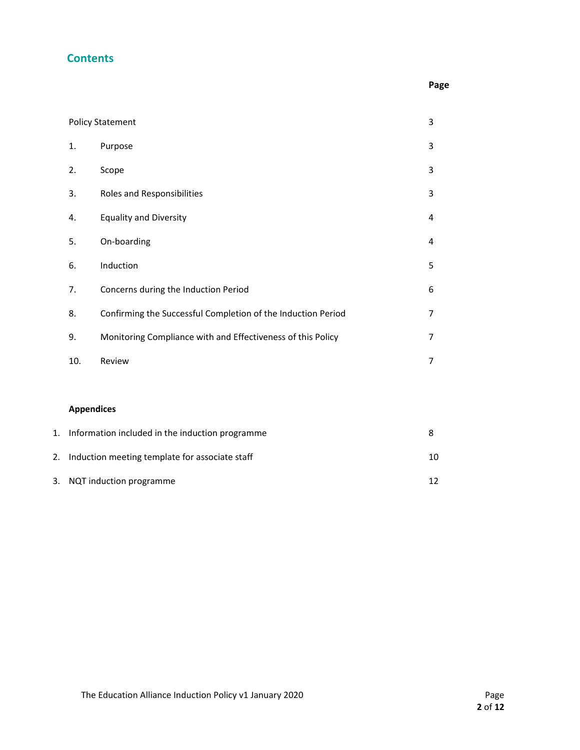## Contents

| | | Page |
|---|---|---|
| | Policy Statement | 3 |
| 1. | Purpose | 3 |
| 2. | Scope | 3 |
| 3. | Roles and Responsibilities | 3 |
| 4. | Equality and Diversity | 4 |
| 5. | On-boarding | 4 |
| 6. | Induction | 5 |
| 7. | Concerns during the Induction Period | 6 |
| 8. | Confirming the Successful Completion of the Induction Period | 7 |
| 9. | Monitoring Compliance with and Effectiveness of this Policy | 7 |
| 10. | Review | 7 |

**Appendices**

| | | |
|---|---|---|
| 1. | Information included in the induction programme | 8 |
| 2. | Induction meeting template for associate staff | 10 |
| 3. | NQT induction programme | 12 |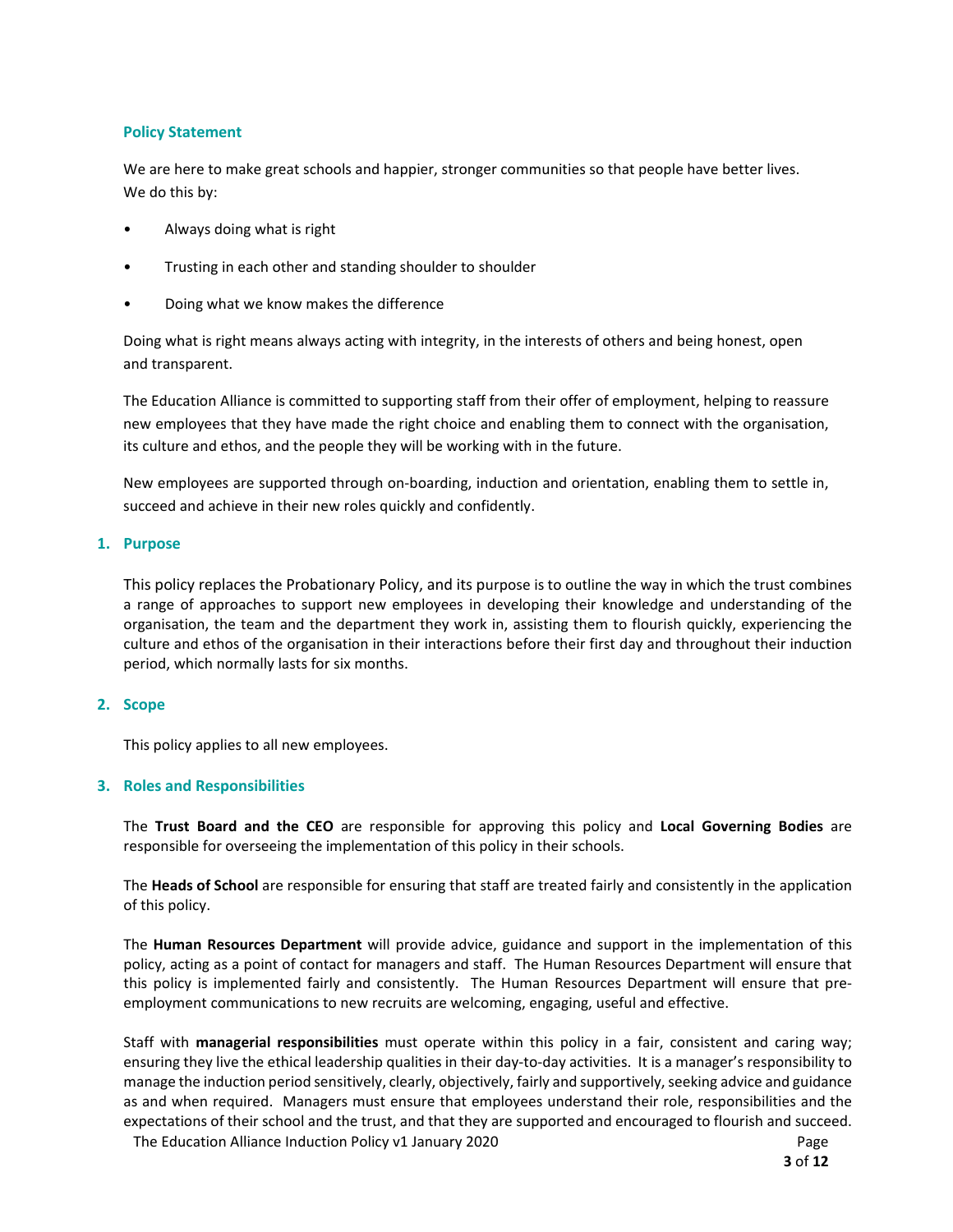## Policy Statement

We are here to make great schools and happier, stronger communities so that people have better lives.
We do this by:

- Always doing what is right
- Trusting in each other and standing shoulder to shoulder
- Doing what we know makes the difference

Doing what is right means always acting with integrity, in the interests of others and being honest, open and transparent.

The Education Alliance is committed to supporting staff from their offer of employment, helping to reassure new employees that they have made the right choice and enabling them to connect with the organisation, its culture and ethos, and the people they will be working with in the future.

New employees are supported through on-boarding, induction and orientation, enabling them to settle in, succeed and achieve in their new roles quickly and confidently.

## 1. Purpose

This policy replaces the Probationary Policy, and its purpose is to outline the way in which the trust combines a range of approaches to support new employees in developing their knowledge and understanding of the organisation, the team and the department they work in, assisting them to flourish quickly, experiencing the culture and ethos of the organisation in their interactions before their first day and throughout their induction period, which normally lasts for six months.

## 2. Scope

This policy applies to all new employees.

## 3. Roles and Responsibilities

The **Trust Board and the CEO** are responsible for approving this policy and **Local Governing Bodies** are responsible for overseeing the implementation of this policy in their schools.

The **Heads of School** are responsible for ensuring that staff are treated fairly and consistently in the application of this policy.

The **Human Resources Department** will provide advice, guidance and support in the implementation of this policy, acting as a point of contact for managers and staff. The Human Resources Department will ensure that this policy is implemented fairly and consistently. The Human Resources Department will ensure that pre-employment communications to new recruits are welcoming, engaging, useful and effective.

Staff with **managerial responsibilities** must operate within this policy in a fair, consistent and caring way; ensuring they live the ethical leadership qualities in their day-to-day activities. It is a manager's responsibility to manage the induction period sensitively, clearly, objectively, fairly and supportively, seeking advice and guidance as and when required. Managers must ensure that employees understand their role, responsibilities and the expectations of their school and the trust, and that they are supported and encouraged to flourish and succeed.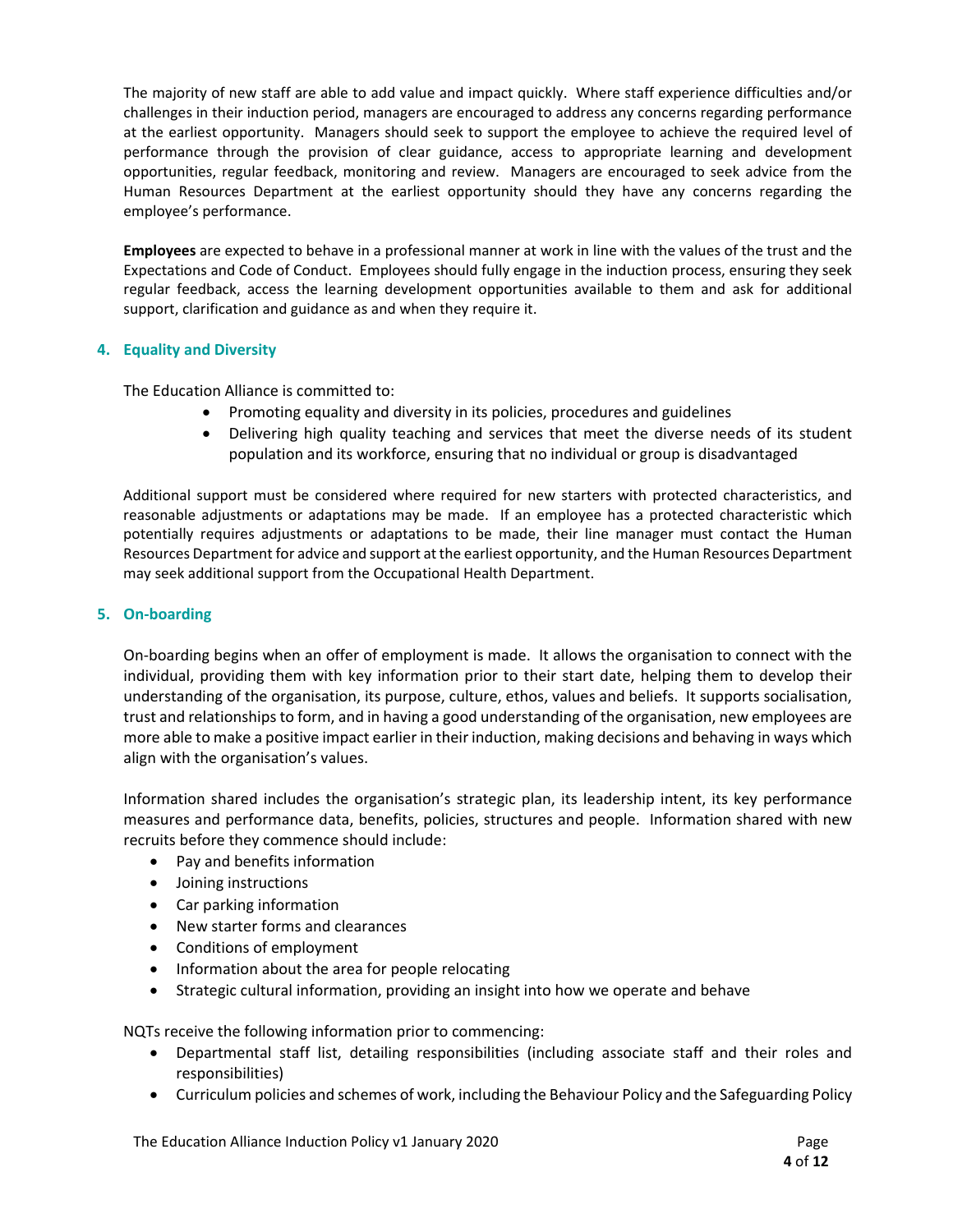The majority of new staff are able to add value and impact quickly. Where staff experience difficulties and/or challenges in their induction period, managers are encouraged to address any concerns regarding performance at the earliest opportunity. Managers should seek to support the employee to achieve the required level of performance through the provision of clear guidance, access to appropriate learning and development opportunities, regular feedback, monitoring and review. Managers are encouraged to seek advice from the Human Resources Department at the earliest opportunity should they have any concerns regarding the employee's performance.

**Employees** are expected to behave in a professional manner at work in line with the values of the trust and the Expectations and Code of Conduct. Employees should fully engage in the induction process, ensuring they seek regular feedback, access the learning development opportunities available to them and ask for additional support, clarification and guidance as and when they require it.

## 4. Equality and Diversity

The Education Alliance is committed to:

- Promoting equality and diversity in its policies, procedures and guidelines
- Delivering high quality teaching and services that meet the diverse needs of its student population and its workforce, ensuring that no individual or group is disadvantaged

Additional support must be considered where required for new starters with protected characteristics, and reasonable adjustments or adaptations may be made. If an employee has a protected characteristic which potentially requires adjustments or adaptations to be made, their line manager must contact the Human Resources Department for advice and support at the earliest opportunity, and the Human Resources Department may seek additional support from the Occupational Health Department.

## 5. On-boarding

On-boarding begins when an offer of employment is made. It allows the organisation to connect with the individual, providing them with key information prior to their start date, helping them to develop their understanding of the organisation, its purpose, culture, ethos, values and beliefs. It supports socialisation, trust and relationships to form, and in having a good understanding of the organisation, new employees are more able to make a positive impact earlier in their induction, making decisions and behaving in ways which align with the organisation's values.

Information shared includes the organisation's strategic plan, its leadership intent, its key performance measures and performance data, benefits, policies, structures and people. Information shared with new recruits before they commence should include:

- Pay and benefits information
- Joining instructions
- Car parking information
- New starter forms and clearances
- Conditions of employment
- Information about the area for people relocating
- Strategic cultural information, providing an insight into how we operate and behave

NQTs receive the following information prior to commencing:

- Departmental staff list, detailing responsibilities (including associate staff and their roles and responsibilities)
- Curriculum policies and schemes of work, including the Behaviour Policy and the Safeguarding Policy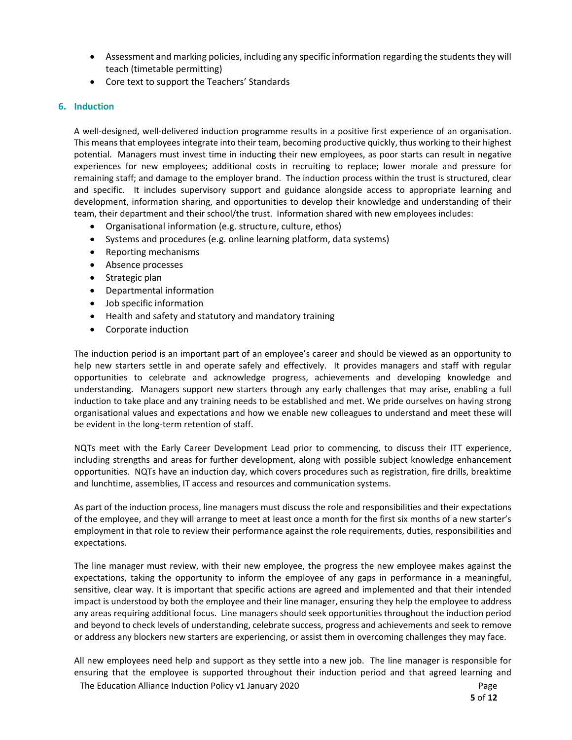- Assessment and marking policies, including any specific information regarding the students they will teach (timetable permitting)
- Core text to support the Teachers' Standards

## 6. Induction

A well-designed, well-delivered induction programme results in a positive first experience of an organisation. This means that employees integrate into their team, becoming productive quickly, thus working to their highest potential. Managers must invest time in inducting their new employees, as poor starts can result in negative experiences for new employees; additional costs in recruiting to replace; lower morale and pressure for remaining staff; and damage to the employer brand. The induction process within the trust is structured, clear and specific. It includes supervisory support and guidance alongside access to appropriate learning and development, information sharing, and opportunities to develop their knowledge and understanding of their team, their department and their school/the trust. Information shared with new employees includes:

- Organisational information (e.g. structure, culture, ethos)
- Systems and procedures (e.g. online learning platform, data systems)
- Reporting mechanisms
- Absence processes
- Strategic plan
- Departmental information
- Job specific information
- Health and safety and statutory and mandatory training
- Corporate induction

The induction period is an important part of an employee's career and should be viewed as an opportunity to help new starters settle in and operate safely and effectively. It provides managers and staff with regular opportunities to celebrate and acknowledge progress, achievements and developing knowledge and understanding. Managers support new starters through any early challenges that may arise, enabling a full induction to take place and any training needs to be established and met. We pride ourselves on having strong organisational values and expectations and how we enable new colleagues to understand and meet these will be evident in the long-term retention of staff.

NQTs meet with the Early Career Development Lead prior to commencing, to discuss their ITT experience, including strengths and areas for further development, along with possible subject knowledge enhancement opportunities. NQTs have an induction day, which covers procedures such as registration, fire drills, breaktime and lunchtime, assemblies, IT access and resources and communication systems.

As part of the induction process, line managers must discuss the role and responsibilities and their expectations of the employee, and they will arrange to meet at least once a month for the first six months of a new starter's employment in that role to review their performance against the role requirements, duties, responsibilities and expectations.

The line manager must review, with their new employee, the progress the new employee makes against the expectations, taking the opportunity to inform the employee of any gaps in performance in a meaningful, sensitive, clear way. It is important that specific actions are agreed and implemented and that their intended impact is understood by both the employee and their line manager, ensuring they help the employee to address any areas requiring additional focus. Line managers should seek opportunities throughout the induction period and beyond to check levels of understanding, celebrate success, progress and achievements and seek to remove or address any blockers new starters are experiencing, or assist them in overcoming challenges they may face.

All new employees need help and support as they settle into a new job. The line manager is responsible for ensuring that the employee is supported throughout their induction period and that agreed learning and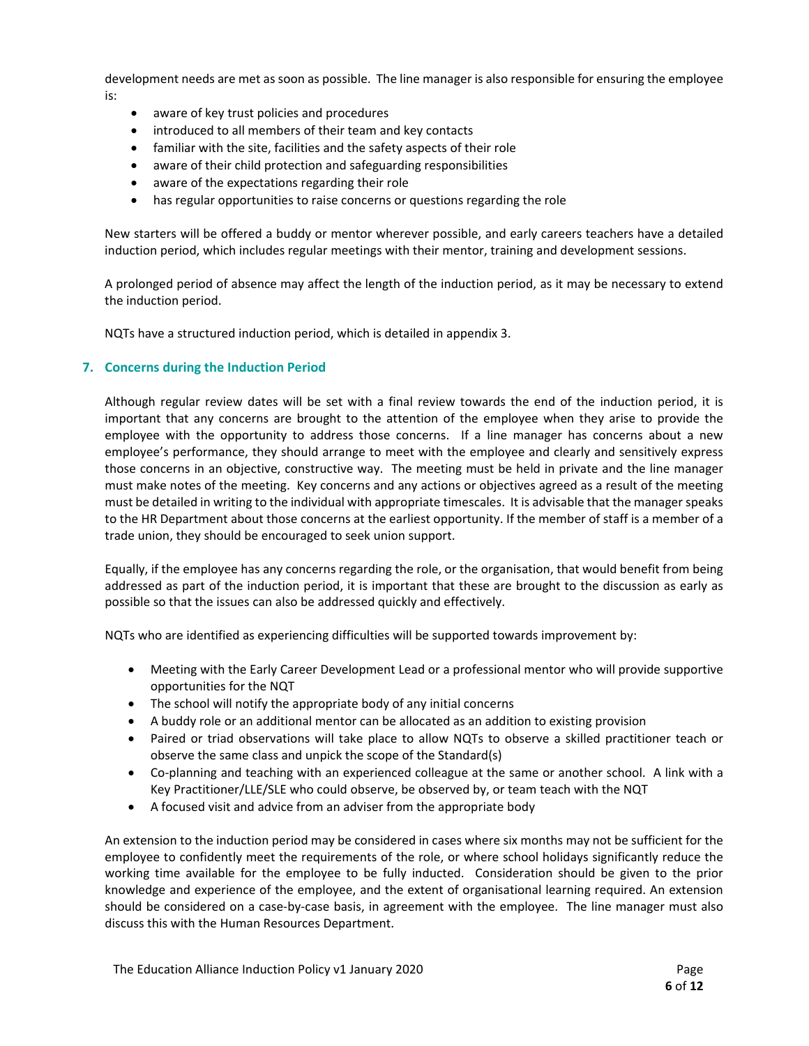development needs are met as soon as possible. The line manager is also responsible for ensuring the employee is:

- aware of key trust policies and procedures
- introduced to all members of their team and key contacts
- familiar with the site, facilities and the safety aspects of their role
- aware of their child protection and safeguarding responsibilities
- aware of the expectations regarding their role
- has regular opportunities to raise concerns or questions regarding the role

New starters will be offered a buddy or mentor wherever possible, and early careers teachers have a detailed induction period, which includes regular meetings with their mentor, training and development sessions.

A prolonged period of absence may affect the length of the induction period, as it may be necessary to extend the induction period.

NQTs have a structured induction period, which is detailed in appendix 3.

## 7. Concerns during the Induction Period

Although regular review dates will be set with a final review towards the end of the induction period, it is important that any concerns are brought to the attention of the employee when they arise to provide the employee with the opportunity to address those concerns. If a line manager has concerns about a new employee's performance, they should arrange to meet with the employee and clearly and sensitively express those concerns in an objective, constructive way. The meeting must be held in private and the line manager must make notes of the meeting. Key concerns and any actions or objectives agreed as a result of the meeting must be detailed in writing to the individual with appropriate timescales. It is advisable that the manager speaks to the HR Department about those concerns at the earliest opportunity. If the member of staff is a member of a trade union, they should be encouraged to seek union support.

Equally, if the employee has any concerns regarding the role, or the organisation, that would benefit from being addressed as part of the induction period, it is important that these are brought to the discussion as early as possible so that the issues can also be addressed quickly and effectively.

NQTs who are identified as experiencing difficulties will be supported towards improvement by:

- Meeting with the Early Career Development Lead or a professional mentor who will provide supportive opportunities for the NQT
- The school will notify the appropriate body of any initial concerns
- A buddy role or an additional mentor can be allocated as an addition to existing provision
- Paired or triad observations will take place to allow NQTs to observe a skilled practitioner teach or observe the same class and unpick the scope of the Standard(s)
- Co-planning and teaching with an experienced colleague at the same or another school. A link with a Key Practitioner/LLE/SLE who could observe, be observed by, or team teach with the NQT
- A focused visit and advice from an adviser from the appropriate body

An extension to the induction period may be considered in cases where six months may not be sufficient for the employee to confidently meet the requirements of the role, or where school holidays significantly reduce the working time available for the employee to be fully inducted. Consideration should be given to the prior knowledge and experience of the employee, and the extent of organisational learning required. An extension should be considered on a case-by-case basis, in agreement with the employee. The line manager must also discuss this with the Human Resources Department.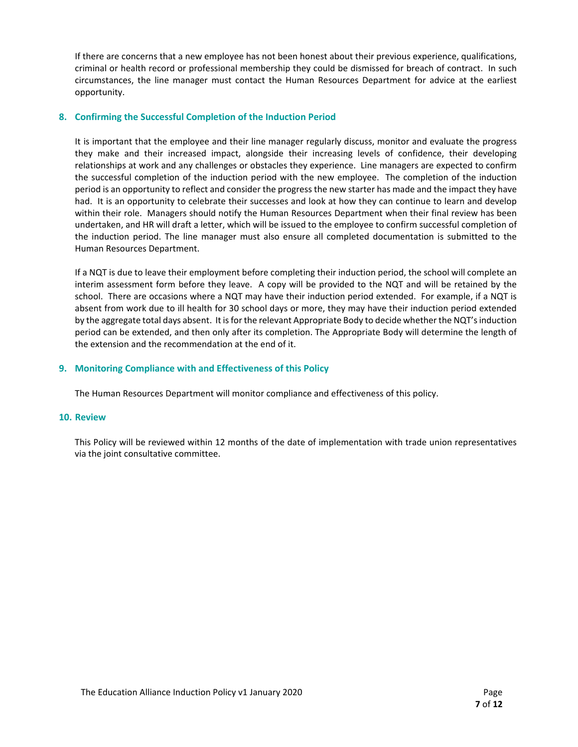If there are concerns that a new employee has not been honest about their previous experience, qualifications, criminal or health record or professional membership they could be dismissed for breach of contract. In such circumstances, the line manager must contact the Human Resources Department for advice at the earliest opportunity.

## 8. Confirming the Successful Completion of the Induction Period

It is important that the employee and their line manager regularly discuss, monitor and evaluate the progress they make and their increased impact, alongside their increasing levels of confidence, their developing relationships at work and any challenges or obstacles they experience. Line managers are expected to confirm the successful completion of the induction period with the new employee. The completion of the induction period is an opportunity to reflect and consider the progress the new starter has made and the impact they have had. It is an opportunity to celebrate their successes and look at how they can continue to learn and develop within their role. Managers should notify the Human Resources Department when their final review has been undertaken, and HR will draft a letter, which will be issued to the employee to confirm successful completion of the induction period. The line manager must also ensure all completed documentation is submitted to the Human Resources Department.

If a NQT is due to leave their employment before completing their induction period, the school will complete an interim assessment form before they leave. A copy will be provided to the NQT and will be retained by the school. There are occasions where a NQT may have their induction period extended. For example, if a NQT is absent from work due to ill health for 30 school days or more, they may have their induction period extended by the aggregate total days absent. It is for the relevant Appropriate Body to decide whether the NQT's induction period can be extended, and then only after its completion. The Appropriate Body will determine the length of the extension and the recommendation at the end of it.

## 9. Monitoring Compliance with and Effectiveness of this Policy

The Human Resources Department will monitor compliance and effectiveness of this policy.

## 10. Review

This Policy will be reviewed within 12 months of the date of implementation with trade union representatives via the joint consultative committee.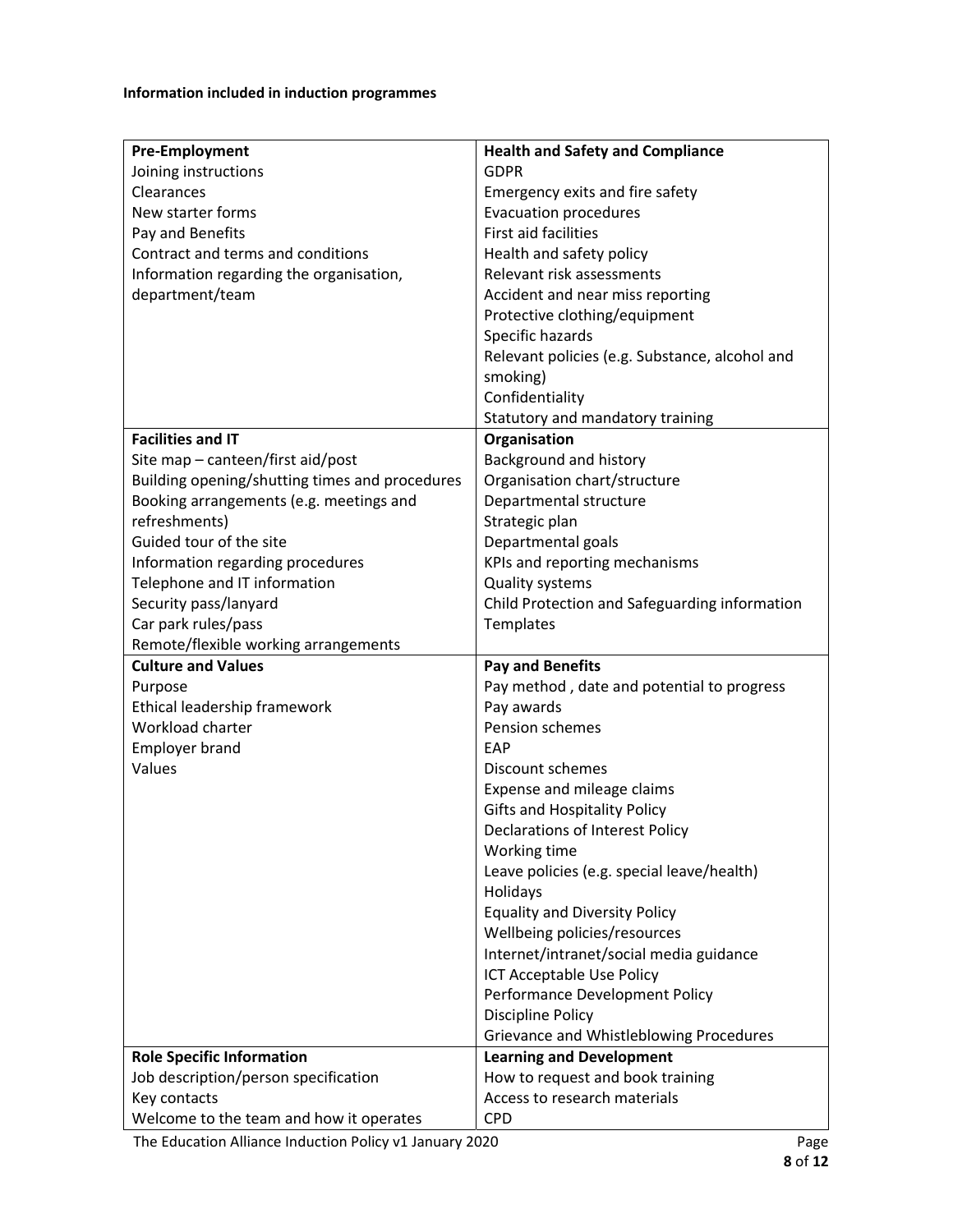**Information included in induction programmes**

| **Pre-Employment** | **Health and Safety and Compliance** |
|---|---|
| Joining instructions<br>Clearances<br>New starter forms<br>Pay and Benefits<br>Contract and terms and conditions<br>Information regarding the organisation, department/team | GDPR<br>Emergency exits and fire safety<br>Evacuation procedures<br>First aid facilities<br>Health and safety policy<br>Relevant risk assessments<br>Accident and near miss reporting<br>Protective clothing/equipment<br>Specific hazards<br>Relevant policies (e.g. Substance, alcohol and smoking)<br>Confidentiality<br>Statutory and mandatory training |
| **Facilities and IT** | **Organisation** |
| Site map – canteen/first aid/post<br>Building opening/shutting times and procedures<br>Booking arrangements (e.g. meetings and refreshments)<br>Guided tour of the site<br>Information regarding procedures<br>Telephone and IT information<br>Security pass/lanyard<br>Car park rules/pass<br>Remote/flexible working arrangements | Background and history<br>Organisation chart/structure<br>Departmental structure<br>Strategic plan<br>Departmental goals<br>KPIs and reporting mechanisms<br>Quality systems<br>Child Protection and Safeguarding information<br>Templates |
| **Culture and Values** | **Pay and Benefits** |
| Purpose<br>Ethical leadership framework<br>Workload charter<br>Employer brand<br>Values | Pay method , date and potential to progress<br>Pay awards<br>Pension schemes<br>EAP<br>Discount schemes<br>Expense and mileage claims<br>Gifts and Hospitality Policy<br>Declarations of Interest Policy<br>Working time<br>Leave policies (e.g. special leave/health)<br>Holidays<br>Equality and Diversity Policy<br>Wellbeing policies/resources<br>Internet/intranet/social media guidance<br>ICT Acceptable Use Policy<br>Performance Development Policy<br>Discipline Policy<br>Grievance and Whistleblowing Procedures |
| **Role Specific Information** | **Learning and Development** |
| Job description/person specification<br>Key contacts<br>Welcome to the team and how it operates | How to request and book training<br>Access to research materials<br>CPD |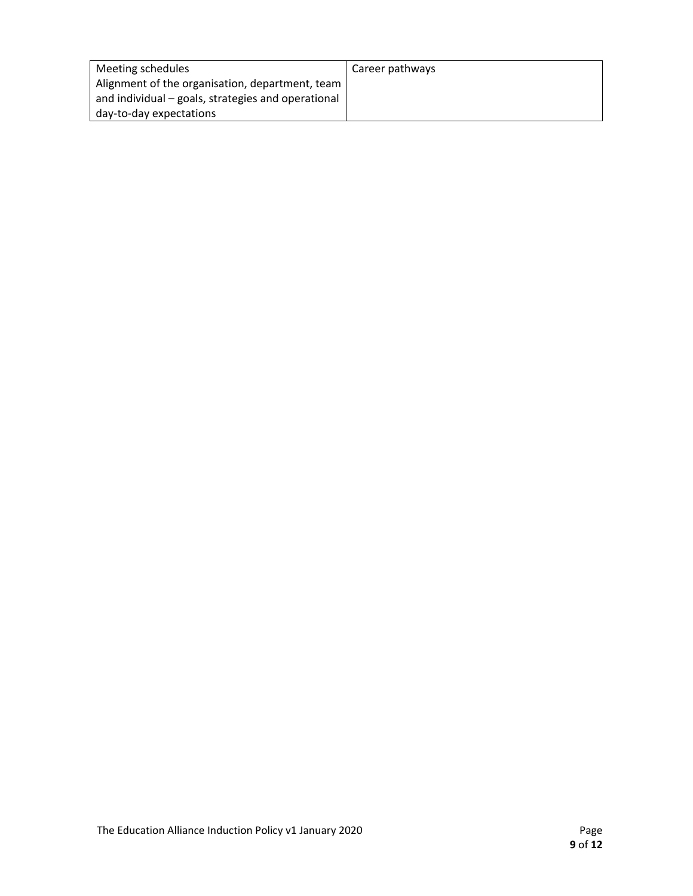| | |
|---|---|
| Meeting schedules<br>Alignment of the organisation, department, team and individual – goals, strategies and operational day-to-day expectations | Career pathways |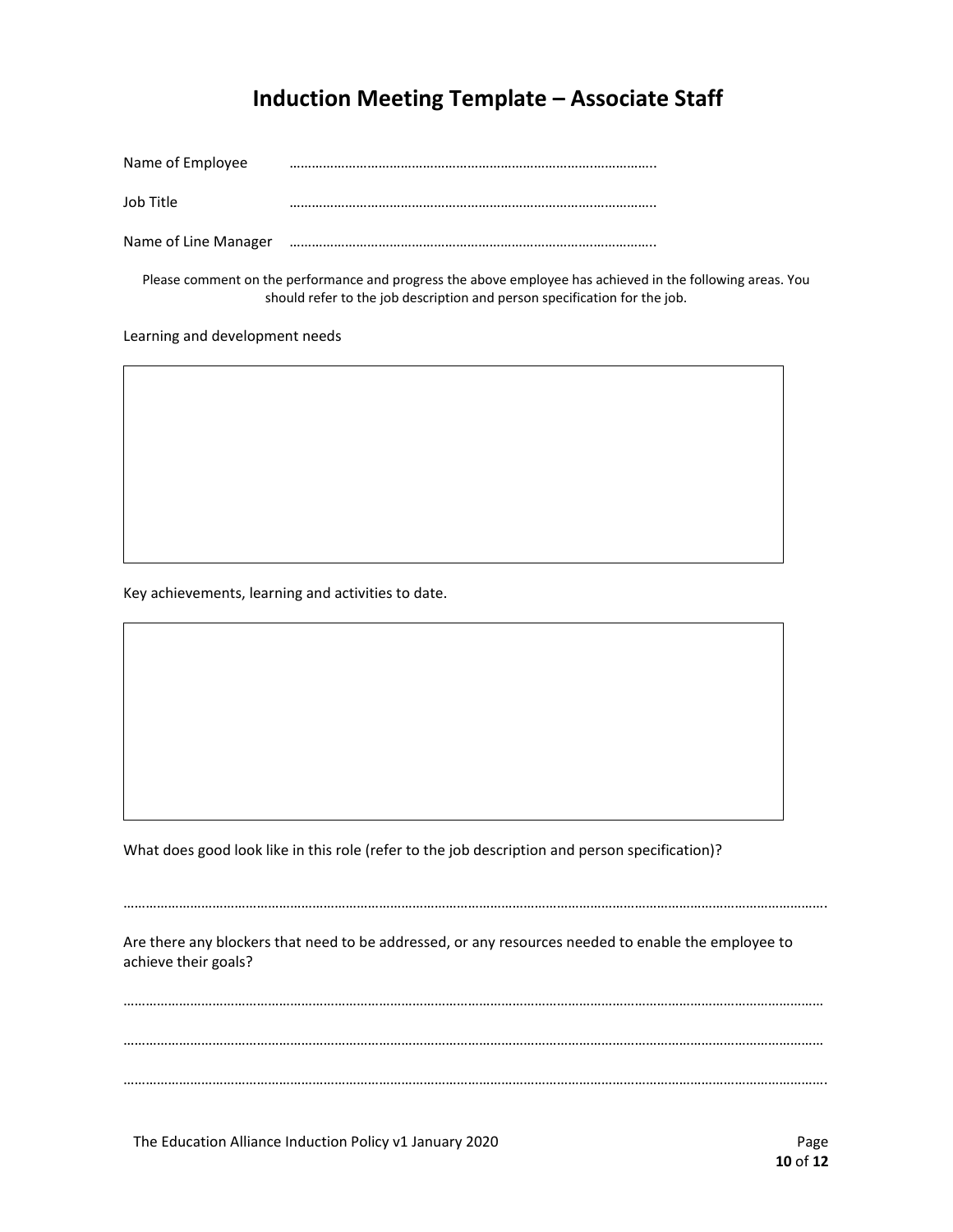# Induction Meeting Template – Associate Staff

Name of Employee ……………………………………………………………………………………..

Job Title ……………………………………………………………………………………..

Name of Line Manager ……………………………………………………………………………………..

Please comment on the performance and progress the above employee has achieved in the following areas. You should refer to the job description and person specification for the job.

Learning and development needs

| |
|---|
| |

Key achievements, learning and activities to date.

| |
|---|
| |

What does good look like in this role (refer to the job description and person specification)?

…………………………………………………………………………………………………………………………………………………………….

Are there any blockers that need to be addressed, or any resources needed to enable the employee to achieve their goals?

……………………………………………………………………………………………………………………………………………………………

……………………………………………………………………………………………………………………………………………………………

…………………………………………………………………………………………………………………………………………………………….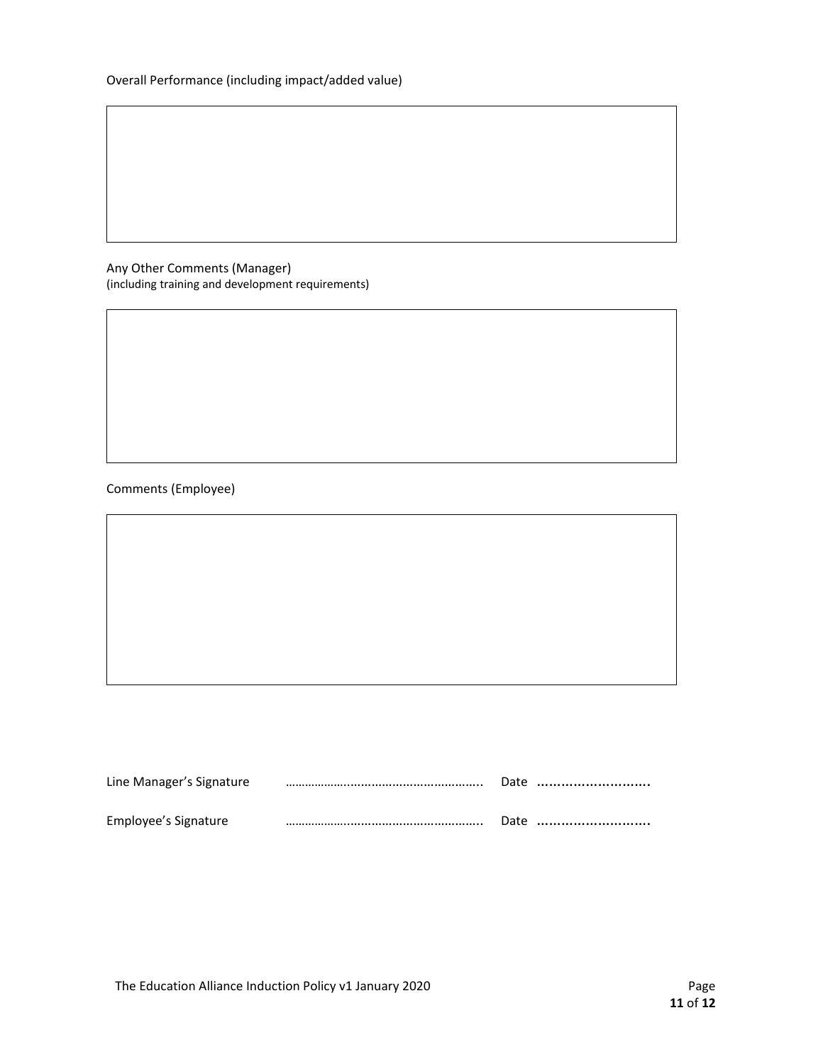Overall Performance (including impact/added value)

| |
|---|
| |

Any Other Comments (Manager)
(including training and development requirements)

| |
|---|
| |

Comments (Employee)

| |
|---|
| |

Line Manager's Signature ………………………………………………….. Date ………………………

Employee's Signature ………………………………………………….. Date ………………………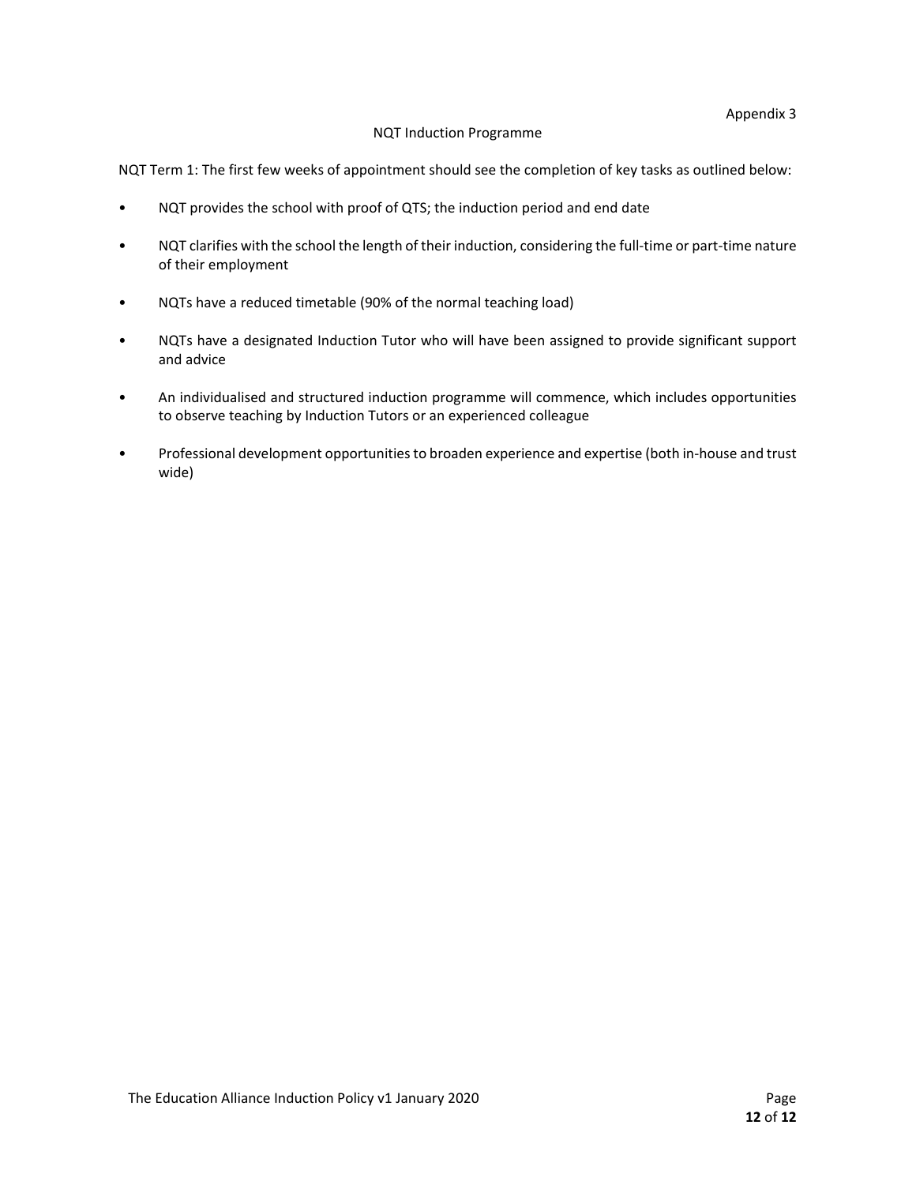Appendix 3

## NQT Induction Programme

NQT Term 1: The first few weeks of appointment should see the completion of key tasks as outlined below:

- NQT provides the school with proof of QTS; the induction period and end date
- NQT clarifies with the school the length of their induction, considering the full-time or part-time nature of their employment
- NQTs have a reduced timetable (90% of the normal teaching load)
- NQTs have a designated Induction Tutor who will have been assigned to provide significant support and advice
- An individualised and structured induction programme will commence, which includes opportunities to observe teaching by Induction Tutors or an experienced colleague
- Professional development opportunities to broaden experience and expertise (both in-house and trust wide)